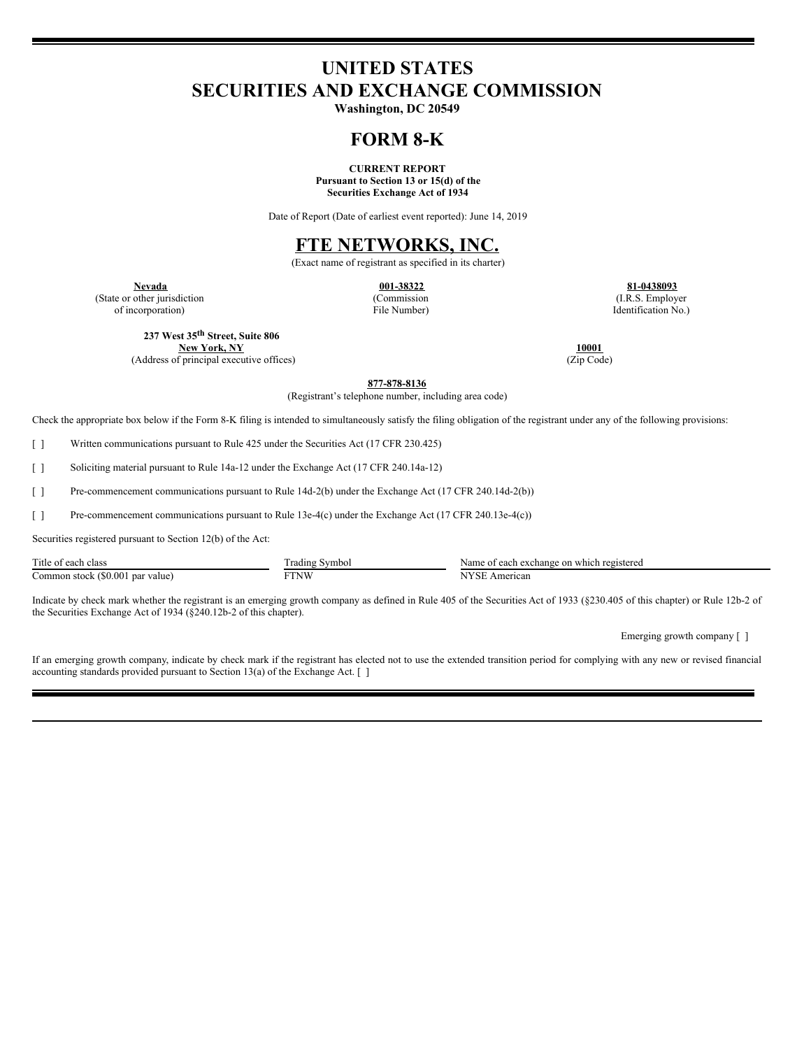# UNITED STATES
# SECURITIES AND EXCHANGE COMMISSION

**Washington, DC 20549**

# FORM 8-K

**CURRENT REPORT**
**Pursuant to Section 13 or 15(d) of the**
**Securities Exchange Act of 1934**

Date of Report (Date of earliest event reported): June 14, 2019

# FTE NETWORKS, INC.

(Exact name of registrant as specified in its charter)

| **Nevada** | **001-38322** | **81-0438093** |
|---|---|---|
| (State or other jurisdiction of incorporation) | (Commission File Number) | (I.R.S. Employer Identification No.) |

| **237 West 35th Street, Suite 806** **New York, NY** | **10001** |
|---|---|
| (Address of principal executive offices) | (Zip Code) |

**877-878-8136**
(Registrant's telephone number, including area code)

Check the appropriate box below if the Form 8-K filing is intended to simultaneously satisfy the filing obligation of the registrant under any of the following provisions:

[ ] Written communications pursuant to Rule 425 under the Securities Act (17 CFR 230.425)

[ ] Soliciting material pursuant to Rule 14a-12 under the Exchange Act (17 CFR 240.14a-12)

[ ] Pre-commencement communications pursuant to Rule 14d-2(b) under the Exchange Act (17 CFR 240.14d-2(b))

[ ] Pre-commencement communications pursuant to Rule 13e-4(c) under the Exchange Act (17 CFR 240.13e-4(c))

Securities registered pursuant to Section 12(b) of the Act:

| Title of each class | Trading Symbol | Name of each exchange on which registered |
|---|---|---|
| Common stock ($0.001 par value) | FTNW | NYSE American |

Indicate by check mark whether the registrant is an emerging growth company as defined in Rule 405 of the Securities Act of 1933 (§230.405 of this chapter) or Rule 12b-2 of the Securities Exchange Act of 1934 (§240.12b-2 of this chapter).

Emerging growth company [ ]

If an emerging growth company, indicate by check mark if the registrant has elected not to use the extended transition period for complying with any new or revised financial accounting standards provided pursuant to Section 13(a) of the Exchange Act. [ ]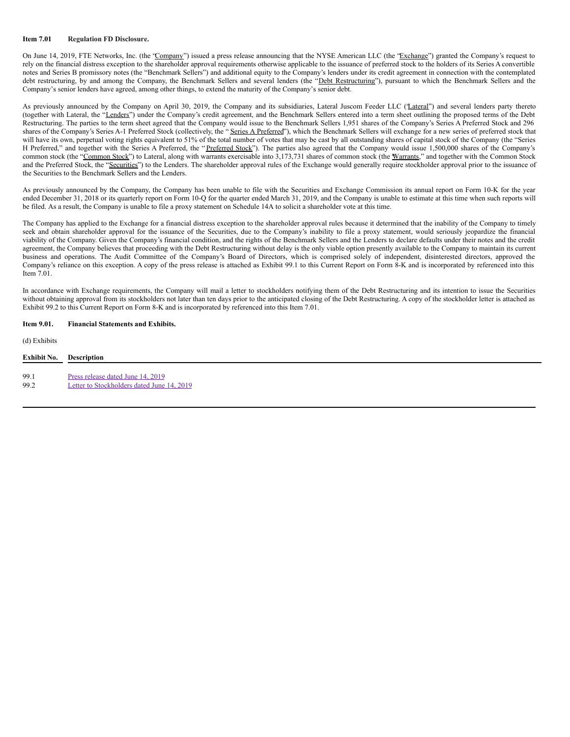**Item 7.01 Regulation FD Disclosure.**

On June 14, 2019, FTE Networks, Inc. (the "Company") issued a press release announcing that the NYSE American LLC (the "Exchange") granted the Company's request to rely on the financial distress exception to the shareholder approval requirements otherwise applicable to the issuance of preferred stock to the holders of its Series A convertible notes and Series B promissory notes (the "Benchmark Sellers") and additional equity to the Company's lenders under its credit agreement in connection with the contemplated debt restructuring, by and among the Company, the Benchmark Sellers and several lenders (the "Debt Restructuring"), pursuant to which the Benchmark Sellers and the Company's senior lenders have agreed, among other things, to extend the maturity of the Company's senior debt.

As previously announced by the Company on April 30, 2019, the Company and its subsidiaries, Lateral Juscom Feeder LLC ("Lateral") and several lenders party thereto (together with Lateral, the "Lenders") under the Company's credit agreement, and the Benchmark Sellers entered into a term sheet outlining the proposed terms of the Debt Restructuring. The parties to the term sheet agreed that the Company would issue to the Benchmark Sellers 1,951 shares of the Company's Series A Preferred Stock and 296 shares of the Company's Series A-1 Preferred Stock (collectively, the "Series A Preferred"), which the Benchmark Sellers will exchange for a new series of preferred stock that will have its own, perpetual voting rights equivalent to 51% of the total number of votes that may be cast by all outstanding shares of capital stock of the Company (the "Series H Preferred," and together with the Series A Preferred, the "Preferred Stock"). The parties also agreed that the Company would issue 1,500,000 shares of the Company's common stock (the "Common Stock") to Lateral, along with warrants exercisable into 3,173,731 shares of common stock (the "Warrants," and together with the Common Stock and the Preferred Stock, the "Securities") to the Lenders. The shareholder approval rules of the Exchange would generally require stockholder approval prior to the issuance of the Securities to the Benchmark Sellers and the Lenders.

As previously announced by the Company, the Company has been unable to file with the Securities and Exchange Commission its annual report on Form 10-K for the year ended December 31, 2018 or its quarterly report on Form 10-Q for the quarter ended March 31, 2019, and the Company is unable to estimate at this time when such reports will be filed. As a result, the Company is unable to file a proxy statement on Schedule 14A to solicit a shareholder vote at this time.

The Company has applied to the Exchange for a financial distress exception to the shareholder approval rules because it determined that the inability of the Company to timely seek and obtain shareholder approval for the issuance of the Securities, due to the Company's inability to file a proxy statement, would seriously jeopardize the financial viability of the Company. Given the Company's financial condition, and the rights of the Benchmark Sellers and the Lenders to declare defaults under their notes and the credit agreement, the Company believes that proceeding with the Debt Restructuring without delay is the only viable option presently available to the Company to maintain its current business and operations. The Audit Committee of the Company's Board of Directors, which is comprised solely of independent, disinterested directors, approved the Company's reliance on this exception. A copy of the press release is attached as Exhibit 99.1 to this Current Report on Form 8-K and is incorporated by referenced into this Item 7.01.

In accordance with Exchange requirements, the Company will mail a letter to stockholders notifying them of the Debt Restructuring and its intention to issue the Securities without obtaining approval from its stockholders not later than ten days prior to the anticipated closing of the Debt Restructuring. A copy of the stockholder letter is attached as Exhibit 99.2 to this Current Report on Form 8-K and is incorporated by referenced into this Item 7.01.

**Item 9.01. Financial Statements and Exhibits.**

(d) Exhibits

| Exhibit No. | Description |
|---|---|
| 99.1 | Press release dated June 14, 2019 |
| 99.2 | Letter to Stockholders dated June 14, 2019 |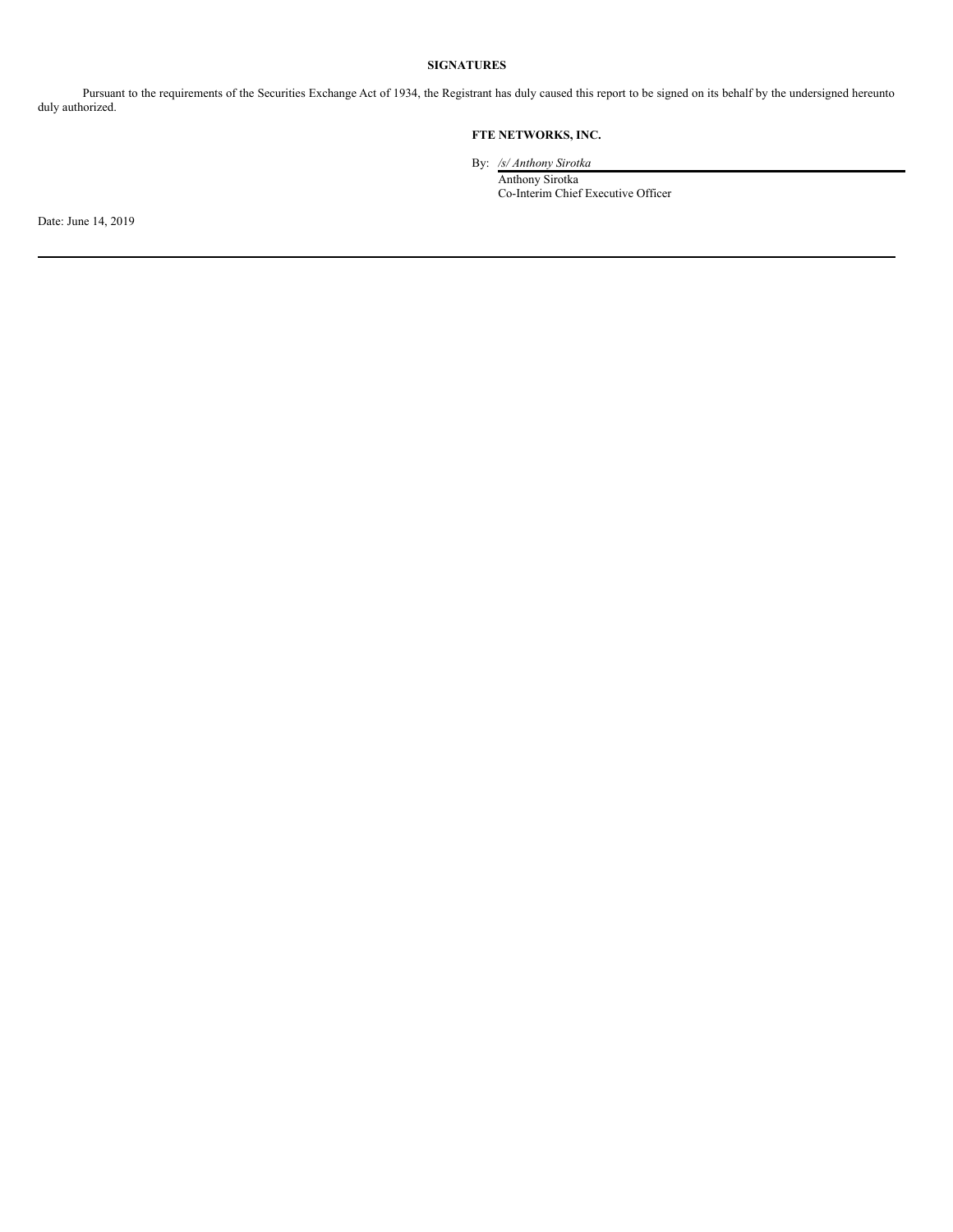**SIGNATURES**

Pursuant to the requirements of the Securities Exchange Act of 1934, the Registrant has duly caused this report to be signed on its behalf by the undersigned hereunto duly authorized.

**FTE NETWORKS, INC.**

By: */s/ Anthony Sirotka*
Anthony Sirotka
Co-Interim Chief Executive Officer

Date: June 14, 2019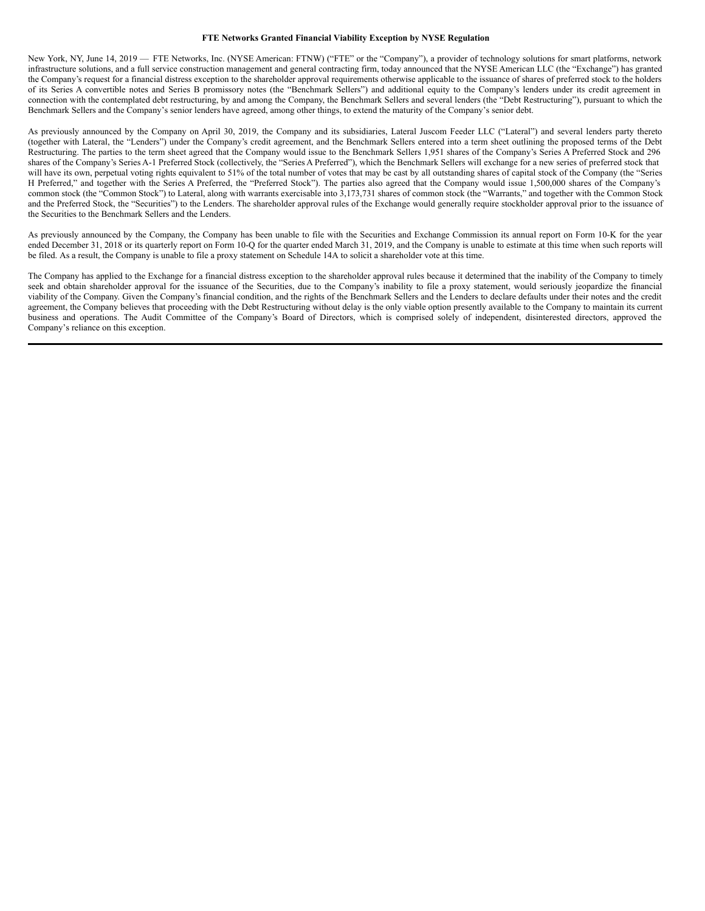**FTE Networks Granted Financial Viability Exception by NYSE Regulation**

New York, NY, June 14, 2019 — FTE Networks, Inc. (NYSE American: FTNW) ("FTE" or the "Company"), a provider of technology solutions for smart platforms, network infrastructure solutions, and a full service construction management and general contracting firm, today announced that the NYSE American LLC (the "Exchange") has granted the Company's request for a financial distress exception to the shareholder approval requirements otherwise applicable to the issuance of shares of preferred stock to the holders of its Series A convertible notes and Series B promissory notes (the "Benchmark Sellers") and additional equity to the Company's lenders under its credit agreement in connection with the contemplated debt restructuring, by and among the Company, the Benchmark Sellers and several lenders (the "Debt Restructuring"), pursuant to which the Benchmark Sellers and the Company's senior lenders have agreed, among other things, to extend the maturity of the Company's senior debt.

As previously announced by the Company on April 30, 2019, the Company and its subsidiaries, Lateral Juscom Feeder LLC ("Lateral") and several lenders party thereto (together with Lateral, the "Lenders") under the Company's credit agreement, and the Benchmark Sellers entered into a term sheet outlining the proposed terms of the Debt Restructuring. The parties to the term sheet agreed that the Company would issue to the Benchmark Sellers 1,951 shares of the Company's Series A Preferred Stock and 296 shares of the Company's Series A-1 Preferred Stock (collectively, the "Series A Preferred"), which the Benchmark Sellers will exchange for a new series of preferred stock that will have its own, perpetual voting rights equivalent to 51% of the total number of votes that may be cast by all outstanding shares of capital stock of the Company (the "Series H Preferred," and together with the Series A Preferred, the "Preferred Stock"). The parties also agreed that the Company would issue 1,500,000 shares of the Company's common stock (the "Common Stock") to Lateral, along with warrants exercisable into 3,173,731 shares of common stock (the "Warrants," and together with the Common Stock and the Preferred Stock, the "Securities") to the Lenders. The shareholder approval rules of the Exchange would generally require stockholder approval prior to the issuance of the Securities to the Benchmark Sellers and the Lenders.

As previously announced by the Company, the Company has been unable to file with the Securities and Exchange Commission its annual report on Form 10-K for the year ended December 31, 2018 or its quarterly report on Form 10-Q for the quarter ended March 31, 2019, and the Company is unable to estimate at this time when such reports will be filed. As a result, the Company is unable to file a proxy statement on Schedule 14A to solicit a shareholder vote at this time.

The Company has applied to the Exchange for a financial distress exception to the shareholder approval rules because it determined that the inability of the Company to timely seek and obtain shareholder approval for the issuance of the Securities, due to the Company's inability to file a proxy statement, would seriously jeopardize the financial viability of the Company. Given the Company's financial condition, and the rights of the Benchmark Sellers and the Lenders to declare defaults under their notes and the credit agreement, the Company believes that proceeding with the Debt Restructuring without delay is the only viable option presently available to the Company to maintain its current business and operations. The Audit Committee of the Company's Board of Directors, which is comprised solely of independent, disinterested directors, approved the Company's reliance on this exception.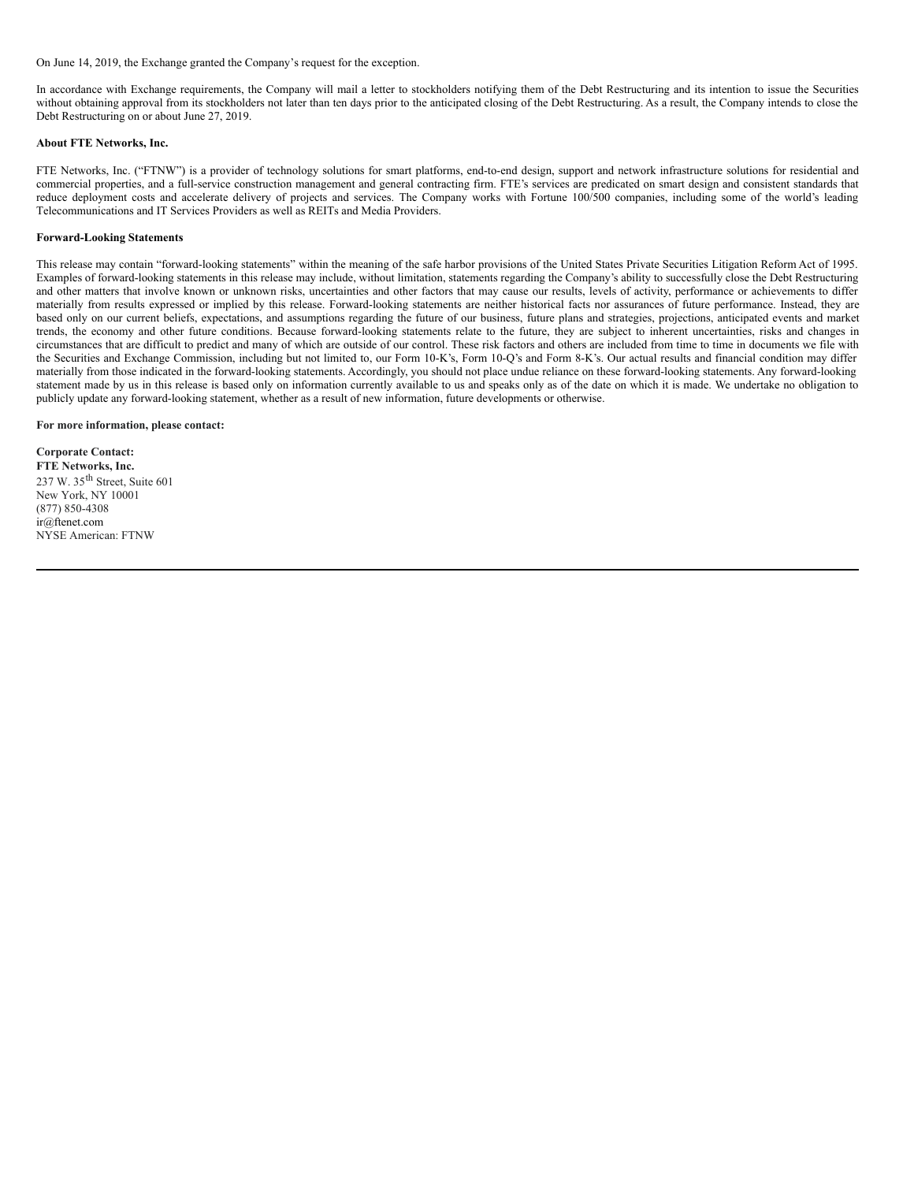On June 14, 2019, the Exchange granted the Company's request for the exception.

In accordance with Exchange requirements, the Company will mail a letter to stockholders notifying them of the Debt Restructuring and its intention to issue the Securities without obtaining approval from its stockholders not later than ten days prior to the anticipated closing of the Debt Restructuring. As a result, the Company intends to close the Debt Restructuring on or about June 27, 2019.

**About FTE Networks, Inc.**

FTE Networks, Inc. ("FTNW") is a provider of technology solutions for smart platforms, end-to-end design, support and network infrastructure solutions for residential and commercial properties, and a full-service construction management and general contracting firm. FTE's services are predicated on smart design and consistent standards that reduce deployment costs and accelerate delivery of projects and services. The Company works with Fortune 100/500 companies, including some of the world's leading Telecommunications and IT Services Providers as well as REITs and Media Providers.

**Forward-Looking Statements**

This release may contain "forward-looking statements" within the meaning of the safe harbor provisions of the United States Private Securities Litigation Reform Act of 1995. Examples of forward-looking statements in this release may include, without limitation, statements regarding the Company's ability to successfully close the Debt Restructuring and other matters that involve known or unknown risks, uncertainties and other factors that may cause our results, levels of activity, performance or achievements to differ materially from results expressed or implied by this release. Forward-looking statements are neither historical facts nor assurances of future performance. Instead, they are based only on our current beliefs, expectations, and assumptions regarding the future of our business, future plans and strategies, projections, anticipated events and market trends, the economy and other future conditions. Because forward-looking statements relate to the future, they are subject to inherent uncertainties, risks and changes in circumstances that are difficult to predict and many of which are outside of our control. These risk factors and others are included from time to time in documents we file with the Securities and Exchange Commission, including but not limited to, our Form 10-K's, Form 10-Q's and Form 8-K's. Our actual results and financial condition may differ materially from those indicated in the forward-looking statements. Accordingly, you should not place undue reliance on these forward-looking statements. Any forward-looking statement made by us in this release is based only on information currently available to us and speaks only as of the date on which it is made. We undertake no obligation to publicly update any forward-looking statement, whether as a result of new information, future developments or otherwise.

**For more information, please contact:**

**Corporate Contact:**
**FTE Networks, Inc.**
237 W. 35th Street, Suite 601
New York, NY 10001
(877) 850-4308
ir@ftenet.com
NYSE American: FTNW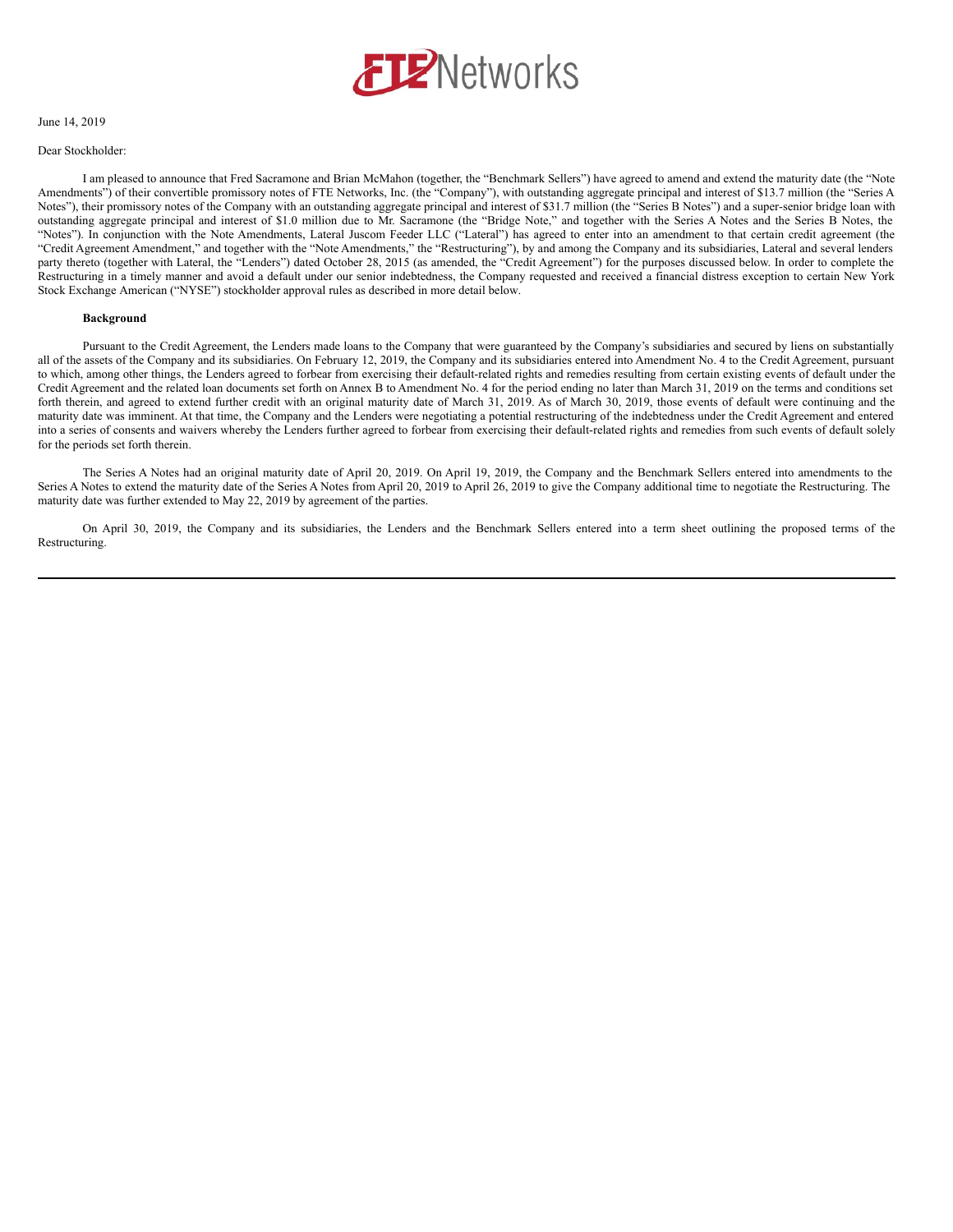June 14, 2019

Dear Stockholder:

I am pleased to announce that Fred Sacramone and Brian McMahon (together, the "Benchmark Sellers") have agreed to amend and extend the maturity date (the "Note Amendments") of their convertible promissory notes of FTE Networks, Inc. (the "Company"), with outstanding aggregate principal and interest of $13.7 million (the "Series A Notes"), their promissory notes of the Company with an outstanding aggregate principal and interest of $31.7 million (the "Series B Notes") and a super-senior bridge loan with outstanding aggregate principal and interest of $1.0 million due to Mr. Sacramone (the "Bridge Note," and together with the Series A Notes and the Series B Notes, the "Notes"). In conjunction with the Note Amendments, Lateral Juscom Feeder LLC ("Lateral") has agreed to enter into an amendment to that certain credit agreement (the "Credit Agreement Amendment," and together with the "Note Amendments," the "Restructuring"), by and among the Company and its subsidiaries, Lateral and several lenders party thereto (together with Lateral, the "Lenders") dated October 28, 2015 (as amended, the "Credit Agreement") for the purposes discussed below. In order to complete the Restructuring in a timely manner and avoid a default under our senior indebtedness, the Company requested and received a financial distress exception to certain New York Stock Exchange American ("NYSE") stockholder approval rules as described in more detail below.

**Background**

Pursuant to the Credit Agreement, the Lenders made loans to the Company that were guaranteed by the Company's subsidiaries and secured by liens on substantially all of the assets of the Company and its subsidiaries. On February 12, 2019, the Company and its subsidiaries entered into Amendment No. 4 to the Credit Agreement, pursuant to which, among other things, the Lenders agreed to forbear from exercising their default-related rights and remedies resulting from certain existing events of default under the Credit Agreement and the related loan documents set forth on Annex B to Amendment No. 4 for the period ending no later than March 31, 2019 on the terms and conditions set forth therein, and agreed to extend further credit with an original maturity date of March 31, 2019. As of March 30, 2019, those events of default were continuing and the maturity date was imminent. At that time, the Company and the Lenders were negotiating a potential restructuring of the indebtedness under the Credit Agreement and entered into a series of consents and waivers whereby the Lenders further agreed to forbear from exercising their default-related rights and remedies from such events of default solely for the periods set forth therein.

The Series A Notes had an original maturity date of April 20, 2019. On April 19, 2019, the Company and the Benchmark Sellers entered into amendments to the Series A Notes to extend the maturity date of the Series A Notes from April 20, 2019 to April 26, 2019 to give the Company additional time to negotiate the Restructuring. The maturity date was further extended to May 22, 2019 by agreement of the parties.

On April 30, 2019, the Company and its subsidiaries, the Lenders and the Benchmark Sellers entered into a term sheet outlining the proposed terms of the Restructuring.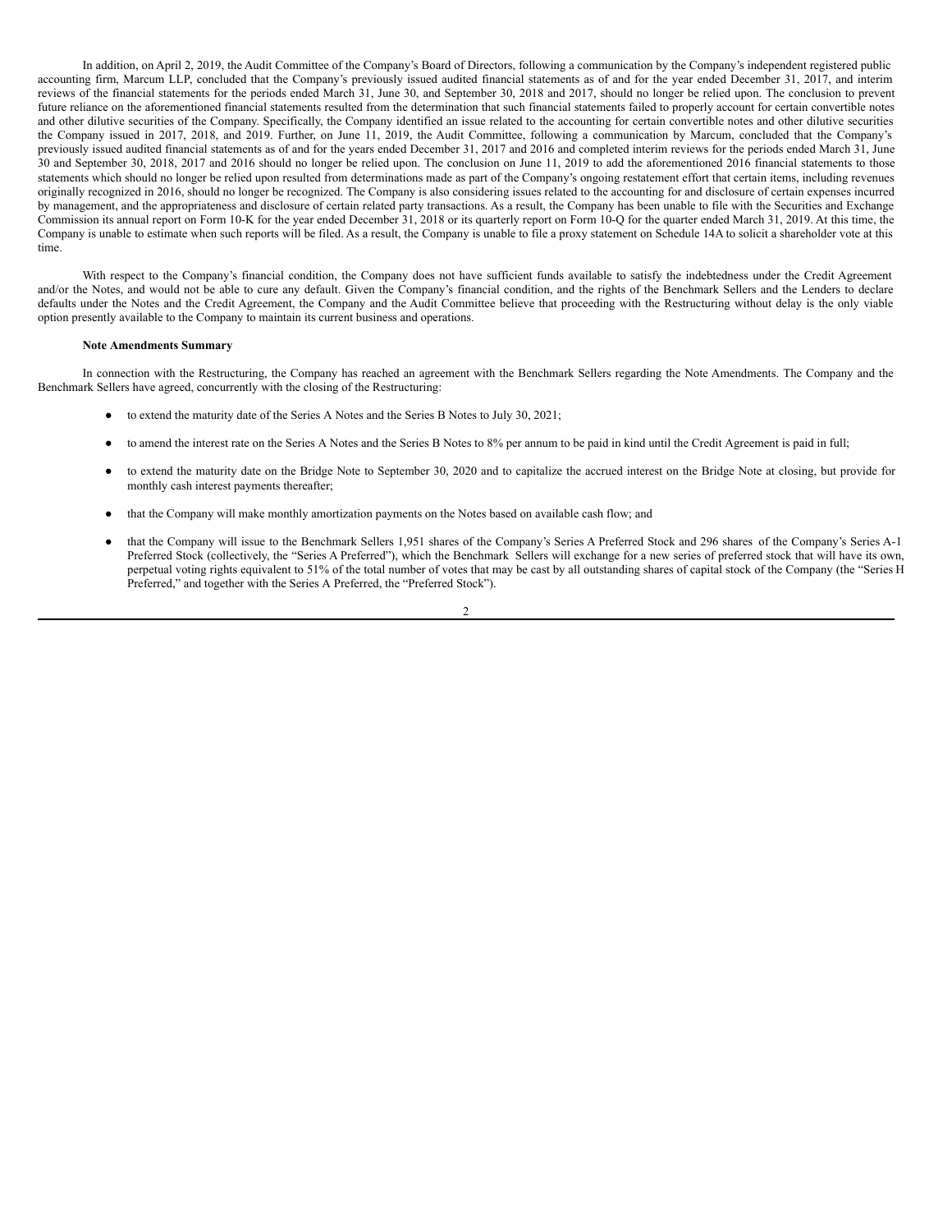In addition, on April 2, 2019, the Audit Committee of the Company's Board of Directors, following a communication by the Company's independent registered public accounting firm, Marcum LLP, concluded that the Company's previously issued audited financial statements as of and for the year ended December 31, 2017, and interim reviews of the financial statements for the periods ended March 31, June 30, and September 30, 2018 and 2017, should no longer be relied upon. The conclusion to prevent future reliance on the aforementioned financial statements resulted from the determination that such financial statements failed to properly account for certain convertible notes and other dilutive securities of the Company. Specifically, the Company identified an issue related to the accounting for certain convertible notes and other dilutive securities the Company issued in 2017, 2018, and 2019. Further, on June 11, 2019, the Audit Committee, following a communication by Marcum, concluded that the Company's previously issued audited financial statements as of and for the years ended December 31, 2017 and 2016 and completed interim reviews for the periods ended March 31, June 30 and September 30, 2018, 2017 and 2016 should no longer be relied upon. The conclusion on June 11, 2019 to add the aforementioned 2016 financial statements to those statements which should no longer be relied upon resulted from determinations made as part of the Company's ongoing restatement effort that certain items, including revenues originally recognized in 2016, should no longer be recognized. The Company is also considering issues related to the accounting for and disclosure of certain expenses incurred by management, and the appropriateness and disclosure of certain related party transactions. As a result, the Company has been unable to file with the Securities and Exchange Commission its annual report on Form 10-K for the year ended December 31, 2018 or its quarterly report on Form 10-Q for the quarter ended March 31, 2019. At this time, the Company is unable to estimate when such reports will be filed. As a result, the Company is unable to file a proxy statement on Schedule 14A to solicit a shareholder vote at this time.

With respect to the Company's financial condition, the Company does not have sufficient funds available to satisfy the indebtedness under the Credit Agreement and/or the Notes, and would not be able to cure any default. Given the Company's financial condition, and the rights of the Benchmark Sellers and the Lenders to declare defaults under the Notes and the Credit Agreement, the Company and the Audit Committee believe that proceeding with the Restructuring without delay is the only viable option presently available to the Company to maintain its current business and operations.

**Note Amendments Summary**

In connection with the Restructuring, the Company has reached an agreement with the Benchmark Sellers regarding the Note Amendments. The Company and the Benchmark Sellers have agreed, concurrently with the closing of the Restructuring:

- to extend the maturity date of the Series A Notes and the Series B Notes to July 30, 2021;
- to amend the interest rate on the Series A Notes and the Series B Notes to 8% per annum to be paid in kind until the Credit Agreement is paid in full;
- to extend the maturity date on the Bridge Note to September 30, 2020 and to capitalize the accrued interest on the Bridge Note at closing, but provide for monthly cash interest payments thereafter;
- that the Company will make monthly amortization payments on the Notes based on available cash flow; and
- that the Company will issue to the Benchmark Sellers 1,951 shares of the Company's Series A Preferred Stock and 296 shares of the Company's Series A-1 Preferred Stock (collectively, the "Series A Preferred"), which the Benchmark Sellers will exchange for a new series of preferred stock that will have its own, perpetual voting rights equivalent to 51% of the total number of votes that may be cast by all outstanding shares of capital stock of the Company (the "Series H Preferred," and together with the Series A Preferred, the "Preferred Stock").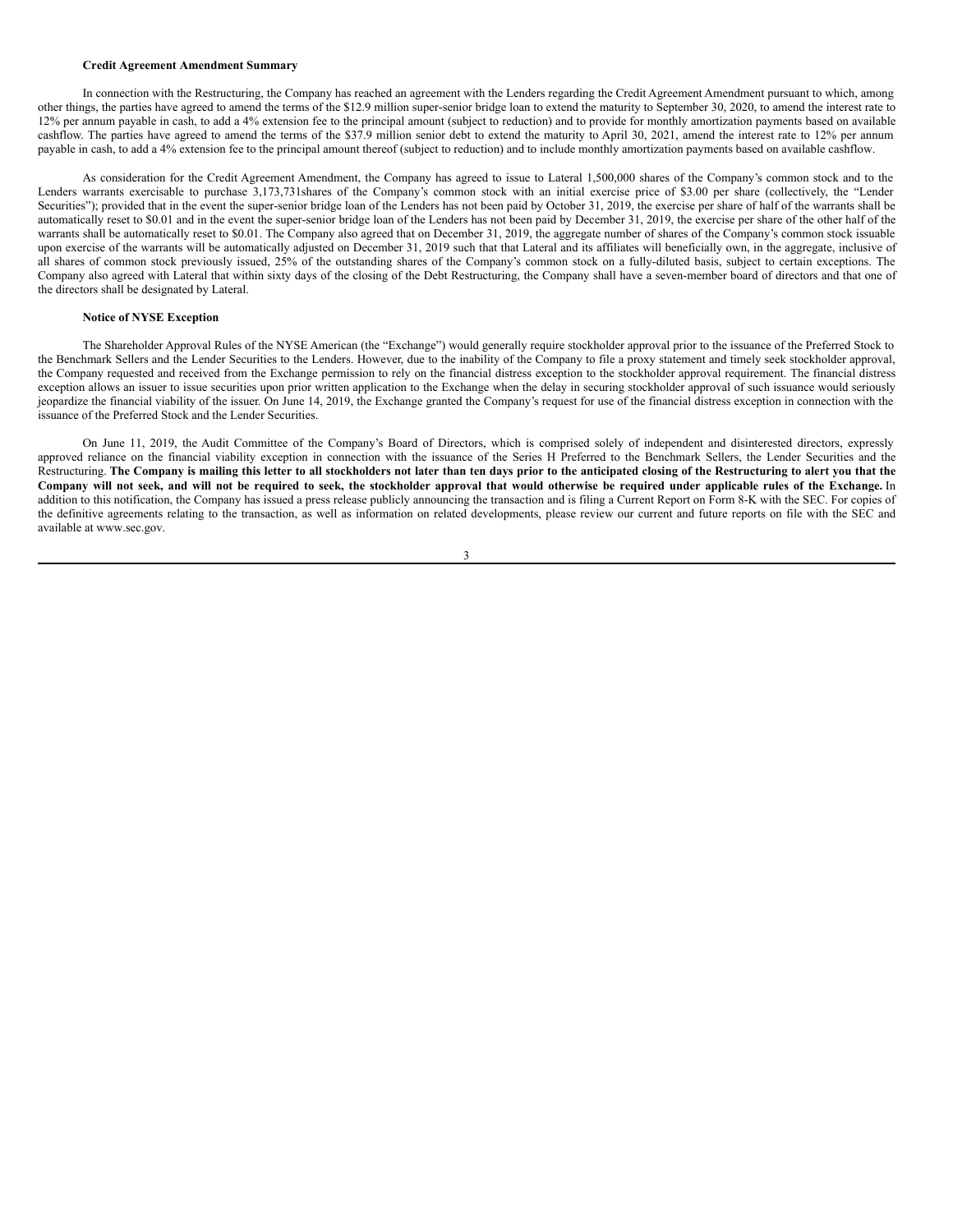**Credit Agreement Amendment Summary**

In connection with the Restructuring, the Company has reached an agreement with the Lenders regarding the Credit Agreement Amendment pursuant to which, among other things, the parties have agreed to amend the terms of the $12.9 million super-senior bridge loan to extend the maturity to September 30, 2020, to amend the interest rate to 12% per annum payable in cash, to add a 4% extension fee to the principal amount (subject to reduction) and to provide for monthly amortization payments based on available cashflow. The parties have agreed to amend the terms of the $37.9 million senior debt to extend the maturity to April 30, 2021, amend the interest rate to 12% per annum payable in cash, to add a 4% extension fee to the principal amount thereof (subject to reduction) and to include monthly amortization payments based on available cashflow.

As consideration for the Credit Agreement Amendment, the Company has agreed to issue to Lateral 1,500,000 shares of the Company's common stock and to the Lenders warrants exercisable to purchase 3,173,731shares of the Company's common stock with an initial exercise price of $3.00 per share (collectively, the "Lender Securities"); provided that in the event the super-senior bridge loan of the Lenders has not been paid by October 31, 2019, the exercise per share of half of the warrants shall be automatically reset to $0.01 and in the event the super-senior bridge loan of the Lenders has not been paid by December 31, 2019, the exercise per share of the other half of the warrants shall be automatically reset to $0.01. The Company also agreed that on December 31, 2019, the aggregate number of shares of the Company's common stock issuable upon exercise of the warrants will be automatically adjusted on December 31, 2019 such that that Lateral and its affiliates will beneficially own, in the aggregate, inclusive of all shares of common stock previously issued, 25% of the outstanding shares of the Company's common stock on a fully-diluted basis, subject to certain exceptions. The Company also agreed with Lateral that within sixty days of the closing of the Debt Restructuring, the Company shall have a seven-member board of directors and that one of the directors shall be designated by Lateral.

**Notice of NYSE Exception**

The Shareholder Approval Rules of the NYSE American (the "Exchange") would generally require stockholder approval prior to the issuance of the Preferred Stock to the Benchmark Sellers and the Lender Securities to the Lenders. However, due to the inability of the Company to file a proxy statement and timely seek stockholder approval, the Company requested and received from the Exchange permission to rely on the financial distress exception to the stockholder approval requirement. The financial distress exception allows an issuer to issue securities upon prior written application to the Exchange when the delay in securing stockholder approval of such issuance would seriously jeopardize the financial viability of the issuer. On June 14, 2019, the Exchange granted the Company's request for use of the financial distress exception in connection with the issuance of the Preferred Stock and the Lender Securities.

On June 11, 2019, the Audit Committee of the Company's Board of Directors, which is comprised solely of independent and disinterested directors, expressly approved reliance on the financial viability exception in connection with the issuance of the Series H Preferred to the Benchmark Sellers, the Lender Securities and the Restructuring. **The Company is mailing this letter to all stockholders not later than ten days prior to the anticipated closing of the Restructuring to alert you that the Company will not seek, and will not be required to seek, the stockholder approval that would otherwise be required under applicable rules of the Exchange.** In addition to this notification, the Company has issued a press release publicly announcing the transaction and is filing a Current Report on Form 8-K with the SEC. For copies of the definitive agreements relating to the transaction, as well as information on related developments, please review our current and future reports on file with the SEC and available at www.sec.gov.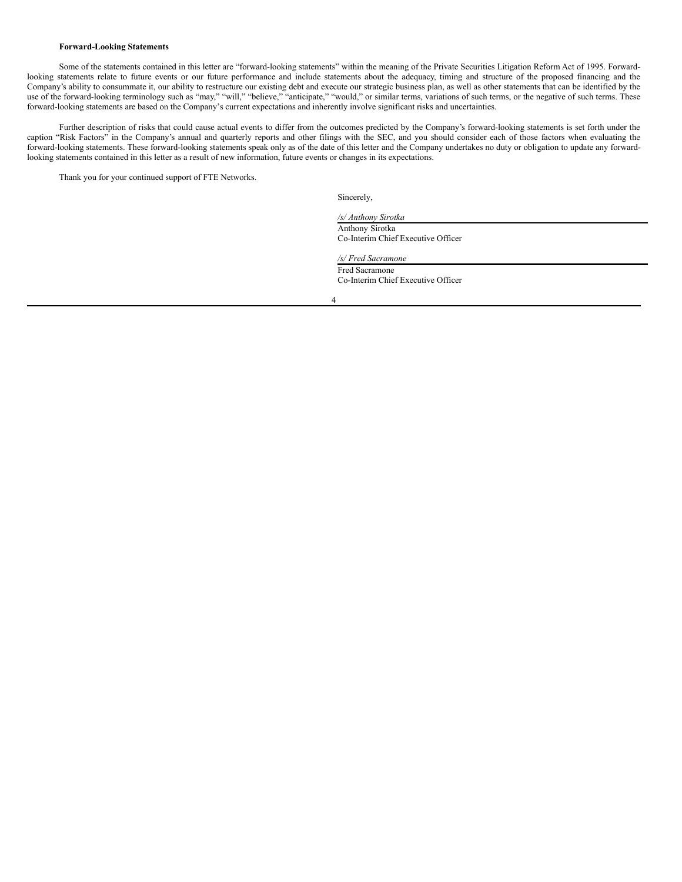**Forward-Looking Statements**

Some of the statements contained in this letter are "forward-looking statements" within the meaning of the Private Securities Litigation Reform Act of 1995. Forward-looking statements relate to future events or our future performance and include statements about the adequacy, timing and structure of the proposed financing and the Company's ability to consummate it, our ability to restructure our existing debt and execute our strategic business plan, as well as other statements that can be identified by the use of the forward-looking terminology such as "may," "will," "believe," "anticipate," "would," or similar terms, variations of such terms, or the negative of such terms. These forward-looking statements are based on the Company's current expectations and inherently involve significant risks and uncertainties.

Further description of risks that could cause actual events to differ from the outcomes predicted by the Company's forward-looking statements is set forth under the caption "Risk Factors" in the Company's annual and quarterly reports and other filings with the SEC, and you should consider each of those factors when evaluating the forward-looking statements. These forward-looking statements speak only as of the date of this letter and the Company undertakes no duty or obligation to update any forward-looking statements contained in this letter as a result of new information, future events or changes in its expectations.

Thank you for your continued support of FTE Networks.

Sincerely,

*/s/ Anthony Sirotka*

Anthony Sirotka
Co-Interim Chief Executive Officer

*/s/ Fred Sacramone*

Fred Sacramone
Co-Interim Chief Executive Officer